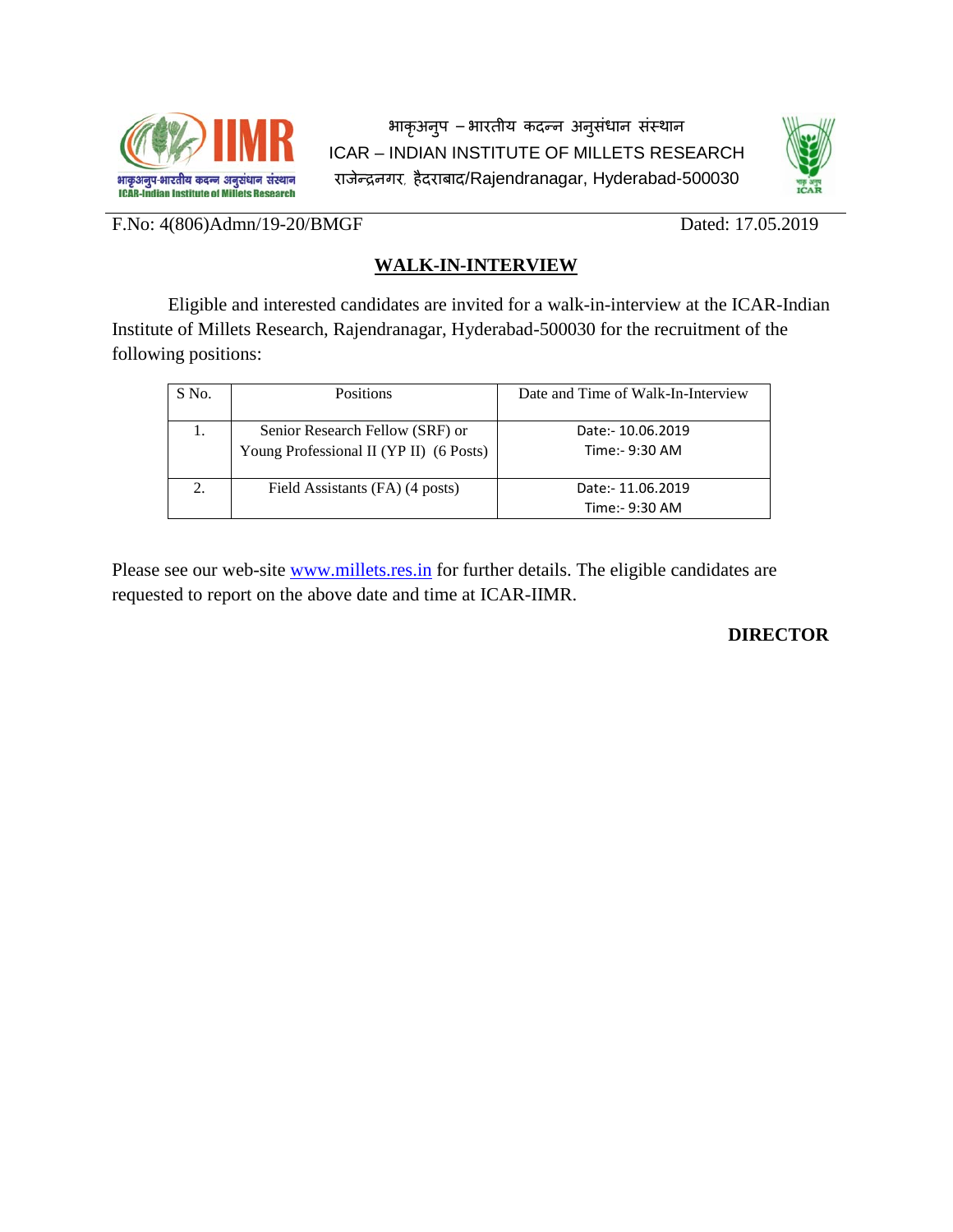भाकृअनुप – भारतीय कदन्न अनुसंधान संस्थान

ICAR – INDIAN INSTITUTE OF MILLETS RESEARCH

राजेन्द्रनगर, हैदराबाद/Rajendranagar, Hyderabad-500030

F.No: 4(806)Admn/19-20/BMGF Dated: 17.05.2019

## WALK-IN-INTERVIEW

Eligible and interested candidates are invited for a walk-in-interview at the ICAR-Indian Institute of Millets Research, Rajendranagar, Hyderabad-500030 for the recruitment of the following positions:

| S No. | Positions | Date and Time of Walk-In-Interview |
|---|---|---|
| 1. | Senior Research Fellow (SRF) or Young Professional II (YP II) (6 Posts) | Date:- 10.06.2019 Time:- 9:30 AM |
| 2. | Field Assistants (FA) (4 posts) | Date:- 11.06.2019 Time:- 9:30 AM |

Please see our web-site www.millets.res.in for further details. The eligible candidates are requested to report on the above date and time at ICAR-IIMR.

**DIRECTOR**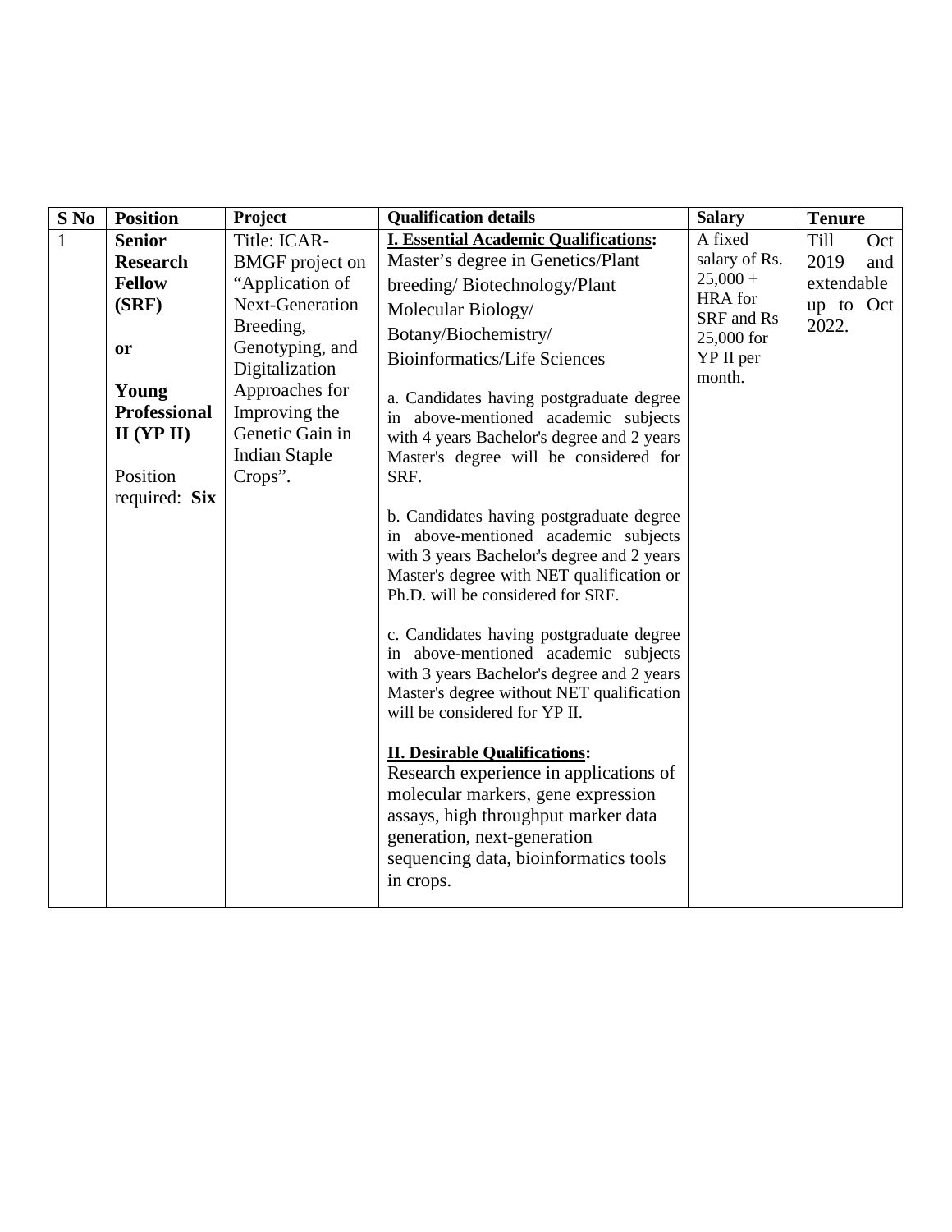| S No | Position | Project | Qualification details | Salary | Tenure |
|---|---|---|---|---|---|
| 1 | **Senior Research Fellow (SRF)**<br><br>**or**<br><br>**Young Professional II (YP II)**<br><br>Position required: **Six** | Title: ICAR-BMGF project on "Application of Next-Generation Breeding, Genotyping, and Digitalization Approaches for Improving the Genetic Gain in Indian Staple Crops". | **I. Essential Academic Qualifications:**<br>Master's degree in Genetics/Plant breeding/ Biotechnology/Plant Molecular Biology/ Botany/Biochemistry/ Bioinformatics/Life Sciences<br><br>a. Candidates having postgraduate degree in above-mentioned academic subjects with 4 years Bachelor's degree and 2 years Master's degree will be considered for SRF.<br><br>b. Candidates having postgraduate degree in above-mentioned academic subjects with 3 years Bachelor's degree and 2 years Master's degree with NET qualification or Ph.D. will be considered for SRF.<br><br>c. Candidates having postgraduate degree in above-mentioned academic subjects with 3 years Bachelor's degree and 2 years Master's degree without NET qualification will be considered for YP II.<br><br>**II. Desirable Qualifications:**<br>Research experience in applications of molecular markers, gene expression assays, high throughput marker data generation, next-generation sequencing data, bioinformatics tools in crops. | A fixed salary of Rs. 25,000 + HRA for SRF and Rs 25,000 for YP II per month. | Till Oct 2019 and extendable up to Oct 2022. |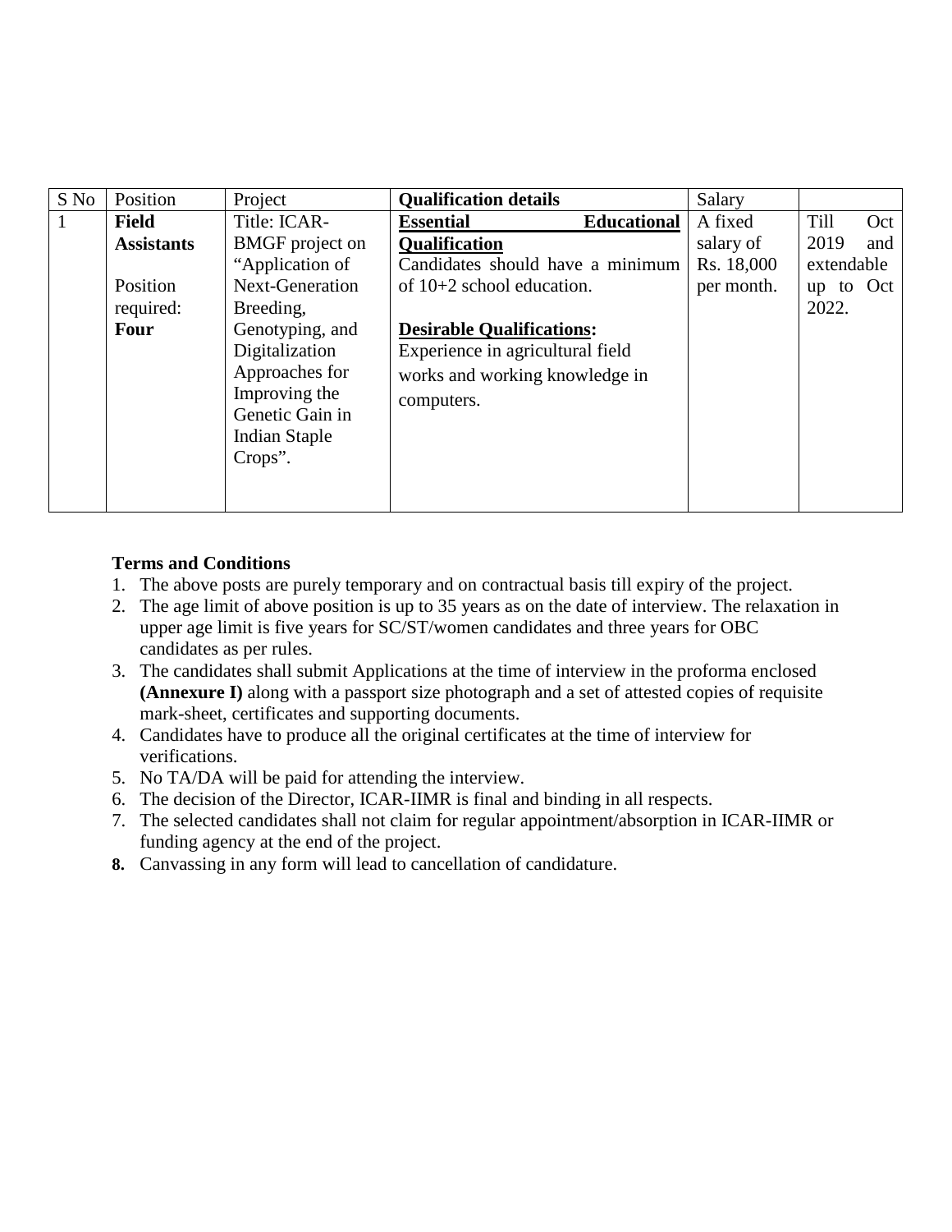| S No | Position | Project | Qualification details | Salary | |
|---|---|---|---|---|---|
| 1 | **Field Assistants**<br><br>Position required: **Four** | Title: ICAR-BMGF project on “Application of Next-Generation Breeding, Genotyping, and Digitalization Approaches for Improving the Genetic Gain in Indian Staple Crops”. | **<u>Essential Educational Qualification</u>**<br>Candidates should have a minimum of 10+2 school education.<br><br>**<u>Desirable Qualifications:</u>**<br>Experience in agricultural field works and working knowledge in computers. | A fixed salary of Rs. 18,000 per month. | Till Oct 2019 and extendable up to Oct 2022. |

**Terms and Conditions**

1. The above posts are purely temporary and on contractual basis till expiry of the project.
2. The age limit of above position is up to 35 years as on the date of interview. The relaxation in upper age limit is five years for SC/ST/women candidates and three years for OBC candidates as per rules.
3. The candidates shall submit Applications at the time of interview in the proforma enclosed **(Annexure I)** along with a passport size photograph and a set of attested copies of requisite mark-sheet, certificates and supporting documents.
4. Candidates have to produce all the original certificates at the time of interview for verifications.
5. No TA/DA will be paid for attending the interview.
6. The decision of the Director, ICAR-IIMR is final and binding in all respects.
7. The selected candidates shall not claim for regular appointment/absorption in ICAR-IIMR or funding agency at the end of the project.
8. Canvassing in any form will lead to cancellation of candidature.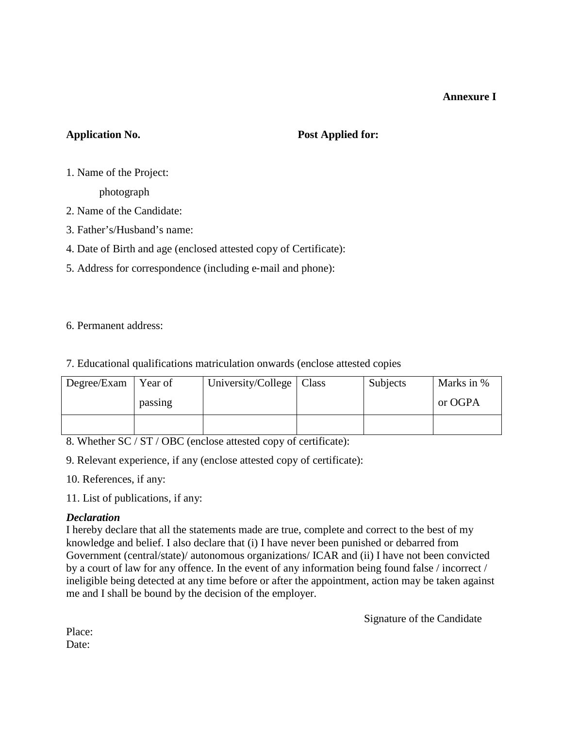**Annexure I**

**Application No.** **Post Applied for:**

1. Name of the Project:

photograph

2. Name of the Candidate:
3. Father's/Husband's name:
4. Date of Birth and age (enclosed attested copy of Certificate):
5. Address for correspondence (including e-mail and phone):

6. Permanent address:

7. Educational qualifications matriculation onwards (enclose attested copies

| Degree/Exam | Year of passing | University/College | Class | Subjects | Marks in % or OGPA |
|---|---|---|---|---|---|
| | | | | | |

8. Whether SC / ST / OBC (enclose attested copy of certificate):
9. Relevant experience, if any (enclose attested copy of certificate):
10. References, if any:
11. List of publications, if any:

***Declaration***

I hereby declare that all the statements made are true, complete and correct to the best of my knowledge and belief. I also declare that (i) I have never been punished or debarred from Government (central/state)/ autonomous organizations/ ICAR and (ii) I have not been convicted by a court of law for any offence. In the event of any information being found false / incorrect / ineligible being detected at any time before or after the appointment, action may be taken against me and I shall be bound by the decision of the employer.

Signature of the Candidate

Place:
Date: